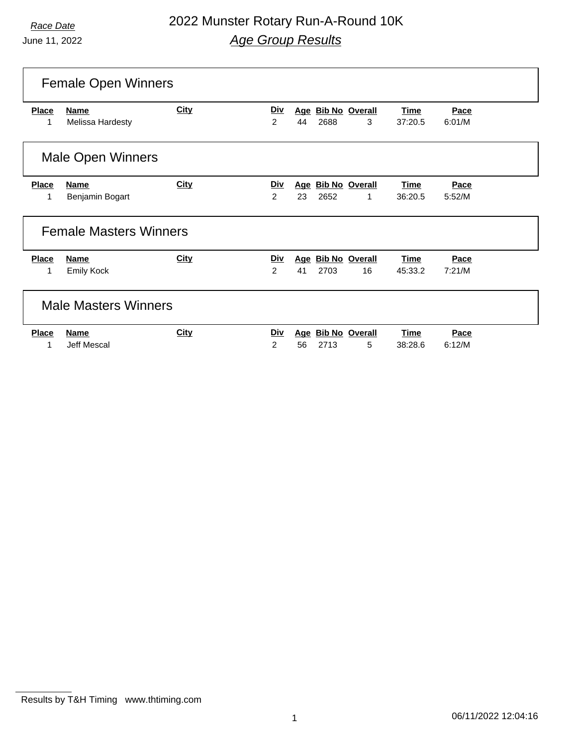*Race Date*

June 11, 2022

# 2022 Munster Rotary Run-A-Round 10K

## *Age Group Results*

## Female Open Winners

| Place | Name | City | Div | Age | Bib No | Overall | Time | Pace |
|---|---|---|---|---|---|---|---|---|
| 1 | Melissa Hardesty | | 2 | 44 | 2688 | 3 | 37:20.5 | 6:01/M |

## Male Open Winners

| Place | Name | City | Div | Age | Bib No | Overall | Time | Pace |
|---|---|---|---|---|---|---|---|---|
| 1 | Benjamin Bogart | | 2 | 23 | 2652 | 1 | 36:20.5 | 5:52/M |

## Female Masters Winners

| Place | Name | City | Div | Age | Bib No | Overall | Time | Pace |
|---|---|---|---|---|---|---|---|---|
| 1 | Emily Kock | | 2 | 41 | 2703 | 16 | 45:33.2 | 7:21/M |

## Male Masters Winners

| Place | Name | City | Div | Age | Bib No | Overall | Time | Pace |
|---|---|---|---|---|---|---|---|---|
| 1 | Jeff Mescal | | 2 | 56 | 2713 | 5 | 38:28.6 | 6:12/M |

Results by T&H Timing www.thtiming.com

06/11/2022 12:04:16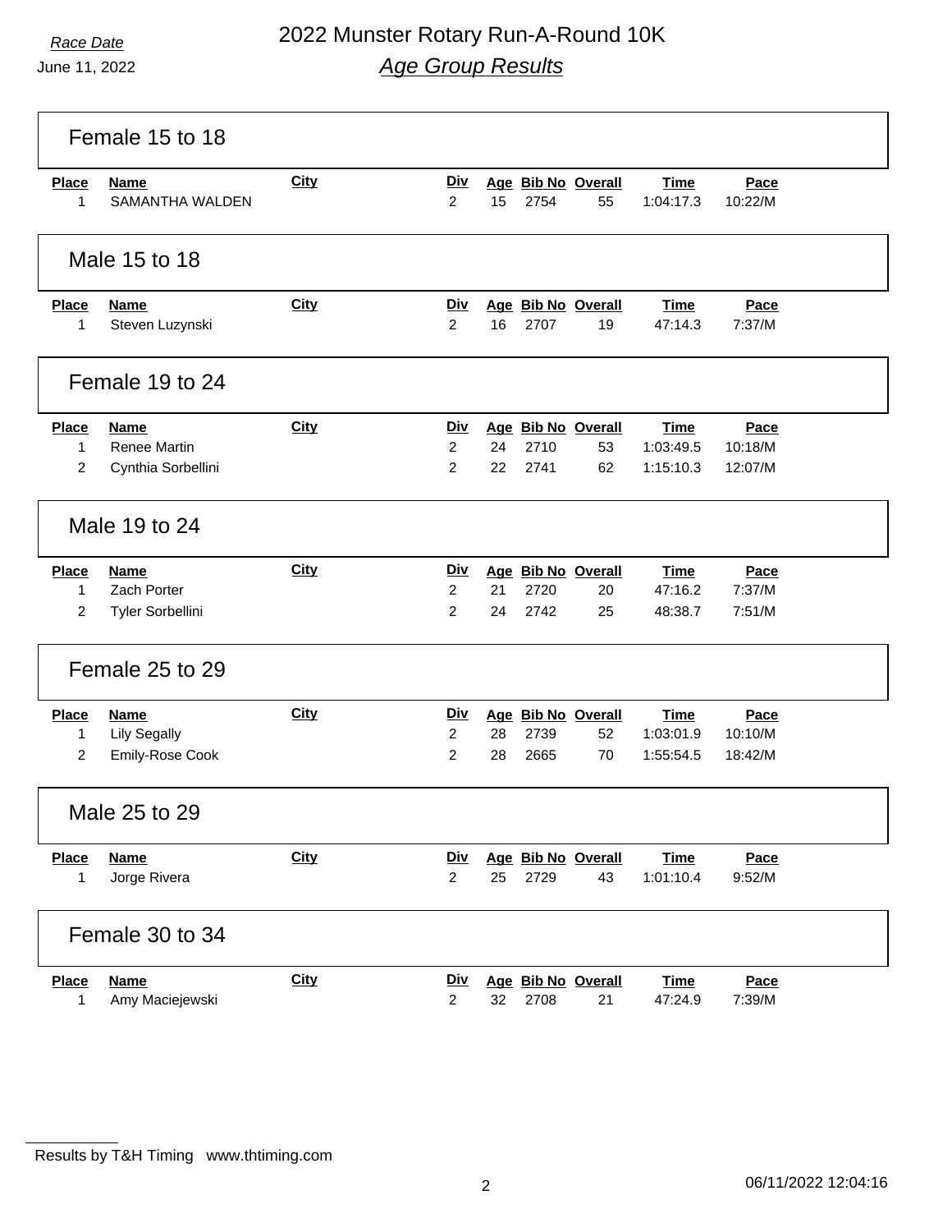# 2022 Munster Rotary Run-A-Round 10K

## *Age Group Results*

*Race Date*
June 11, 2022

### Female 15 to 18

| Place | Name | City | Div | Age | Bib No | Overall | Time | Pace |
|---|---|---|---|---|---|---|---|---|
| 1 | SAMANTHA WALDEN | | 2 | 15 | 2754 | 55 | 1:04:17.3 | 10:22/M |

### Male 15 to 18

| Place | Name | City | Div | Age | Bib No | Overall | Time | Pace |
|---|---|---|---|---|---|---|---|---|
| 1 | Steven Luzynski | | 2 | 16 | 2707 | 19 | 47:14.3 | 7:37/M |

### Female 19 to 24

| Place | Name | City | Div | Age | Bib No | Overall | Time | Pace |
|---|---|---|---|---|---|---|---|---|
| 1 | Renee Martin | | 2 | 24 | 2710 | 53 | 1:03:49.5 | 10:18/M |
| 2 | Cynthia Sorbellini | | 2 | 22 | 2741 | 62 | 1:15:10.3 | 12:07/M |

### Male 19 to 24

| Place | Name | City | Div | Age | Bib No | Overall | Time | Pace |
|---|---|---|---|---|---|---|---|---|
| 1 | Zach Porter | | 2 | 21 | 2720 | 20 | 47:16.2 | 7:37/M |
| 2 | Tyler Sorbellini | | 2 | 24 | 2742 | 25 | 48:38.7 | 7:51/M |

### Female 25 to 29

| Place | Name | City | Div | Age | Bib No | Overall | Time | Pace |
|---|---|---|---|---|---|---|---|---|
| 1 | Lily Segally | | 2 | 28 | 2739 | 52 | 1:03:01.9 | 10:10/M |
| 2 | Emily-Rose Cook | | 2 | 28 | 2665 | 70 | 1:55:54.5 | 18:42/M |

### Male 25 to 29

| Place | Name | City | Div | Age | Bib No | Overall | Time | Pace |
|---|---|---|---|---|---|---|---|---|
| 1 | Jorge Rivera | | 2 | 25 | 2729 | 43 | 1:01:10.4 | 9:52/M |

### Female 30 to 34

| Place | Name | City | Div | Age | Bib No | Overall | Time | Pace |
|---|---|---|---|---|---|---|---|---|
| 1 | Amy Maciejewski | | 2 | 32 | 2708 | 21 | 47:24.9 | 7:39/M |

Results by T&H Timing www.thtiming.com

06/11/2022 12:04:16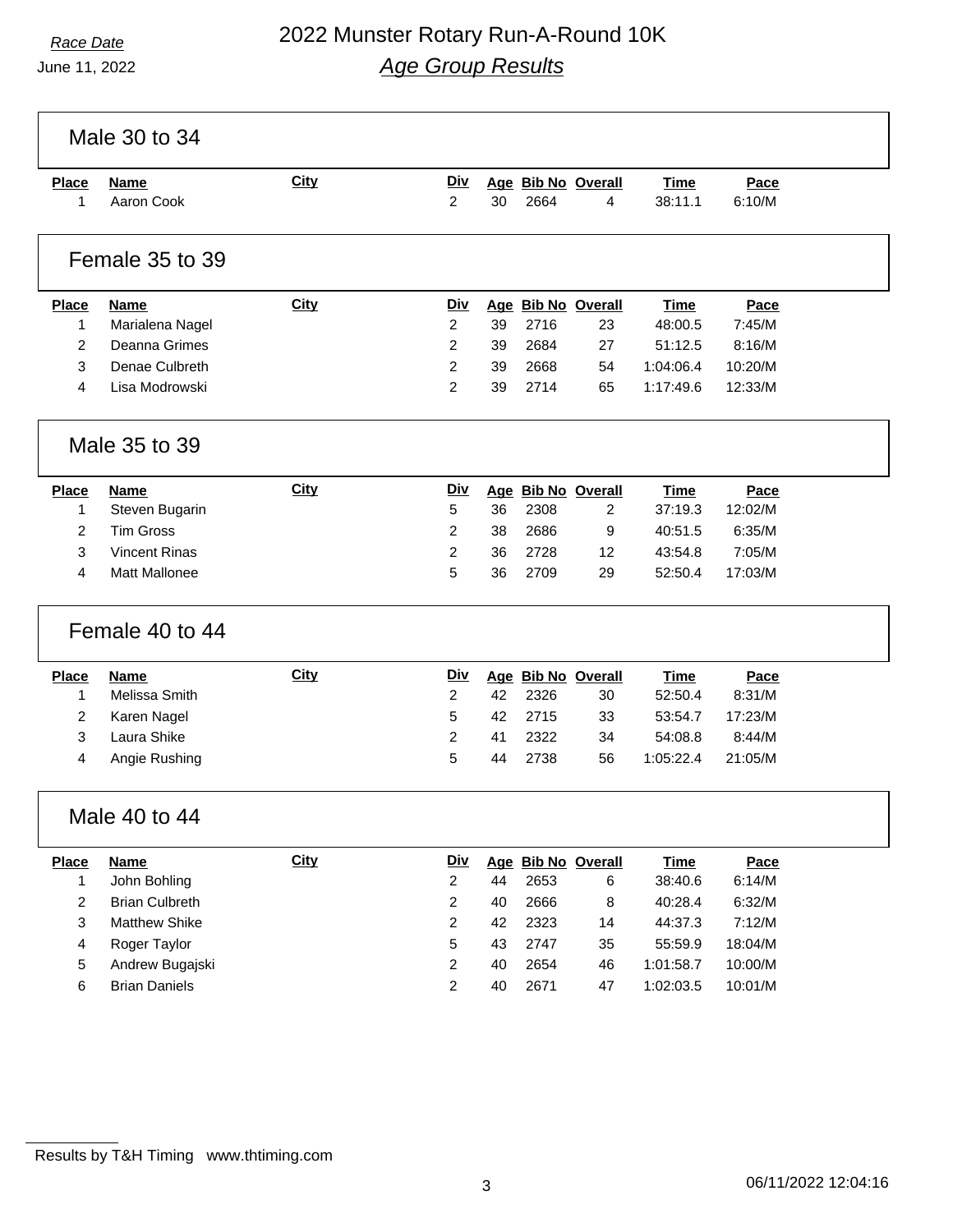*Race Date*

June 11, 2022

# 2022 Munster Rotary Run-A-Round 10K

## *Age Group Results*

### Male 30 to 34

| Place | Name | City | Div | Age | Bib No | Overall | Time | Pace |
|---|---|---|---|---|---|---|---|---|
| 1 | Aaron Cook | | 2 | 30 | 2664 | 4 | 38:11.1 | 6:10/M |

### Female 35 to 39

| Place | Name | City | Div | Age | Bib No | Overall | Time | Pace |
|---|---|---|---|---|---|---|---|---|
| 1 | Marialena Nagel | | 2 | 39 | 2716 | 23 | 48:00.5 | 7:45/M |
| 2 | Deanna Grimes | | 2 | 39 | 2684 | 27 | 51:12.5 | 8:16/M |
| 3 | Denae Culbreth | | 2 | 39 | 2668 | 54 | 1:04:06.4 | 10:20/M |
| 4 | Lisa Modrowski | | 2 | 39 | 2714 | 65 | 1:17:49.6 | 12:33/M |

### Male 35 to 39

| Place | Name | City | Div | Age | Bib No | Overall | Time | Pace |
|---|---|---|---|---|---|---|---|---|
| 1 | Steven Bugarin | | 5 | 36 | 2308 | 2 | 37:19.3 | 12:02/M |
| 2 | Tim Gross | | 2 | 38 | 2686 | 9 | 40:51.5 | 6:35/M |
| 3 | Vincent Rinas | | 2 | 36 | 2728 | 12 | 43:54.8 | 7:05/M |
| 4 | Matt Mallonee | | 5 | 36 | 2709 | 29 | 52:50.4 | 17:03/M |

### Female 40 to 44

| Place | Name | City | Div | Age | Bib No | Overall | Time | Pace |
|---|---|---|---|---|---|---|---|---|
| 1 | Melissa Smith | | 2 | 42 | 2326 | 30 | 52:50.4 | 8:31/M |
| 2 | Karen Nagel | | 5 | 42 | 2715 | 33 | 53:54.7 | 17:23/M |
| 3 | Laura Shike | | 2 | 41 | 2322 | 34 | 54:08.8 | 8:44/M |
| 4 | Angie Rushing | | 5 | 44 | 2738 | 56 | 1:05:22.4 | 21:05/M |

### Male 40 to 44

| Place | Name | City | Div | Age | Bib No | Overall | Time | Pace |
|---|---|---|---|---|---|---|---|---|
| 1 | John Bohling | | 2 | 44 | 2653 | 6 | 38:40.6 | 6:14/M |
| 2 | Brian Culbreth | | 2 | 40 | 2666 | 8 | 40:28.4 | 6:32/M |
| 3 | Matthew Shike | | 2 | 42 | 2323 | 14 | 44:37.3 | 7:12/M |
| 4 | Roger Taylor | | 5 | 43 | 2747 | 35 | 55:59.9 | 18:04/M |
| 5 | Andrew Bugajski | | 2 | 40 | 2654 | 46 | 1:01:58.7 | 10:00/M |
| 6 | Brian Daniels | | 2 | 40 | 2671 | 47 | 1:02:03.5 | 10:01/M |

Results by T&H Timing www.thtiming.com

06/11/2022 12:04:16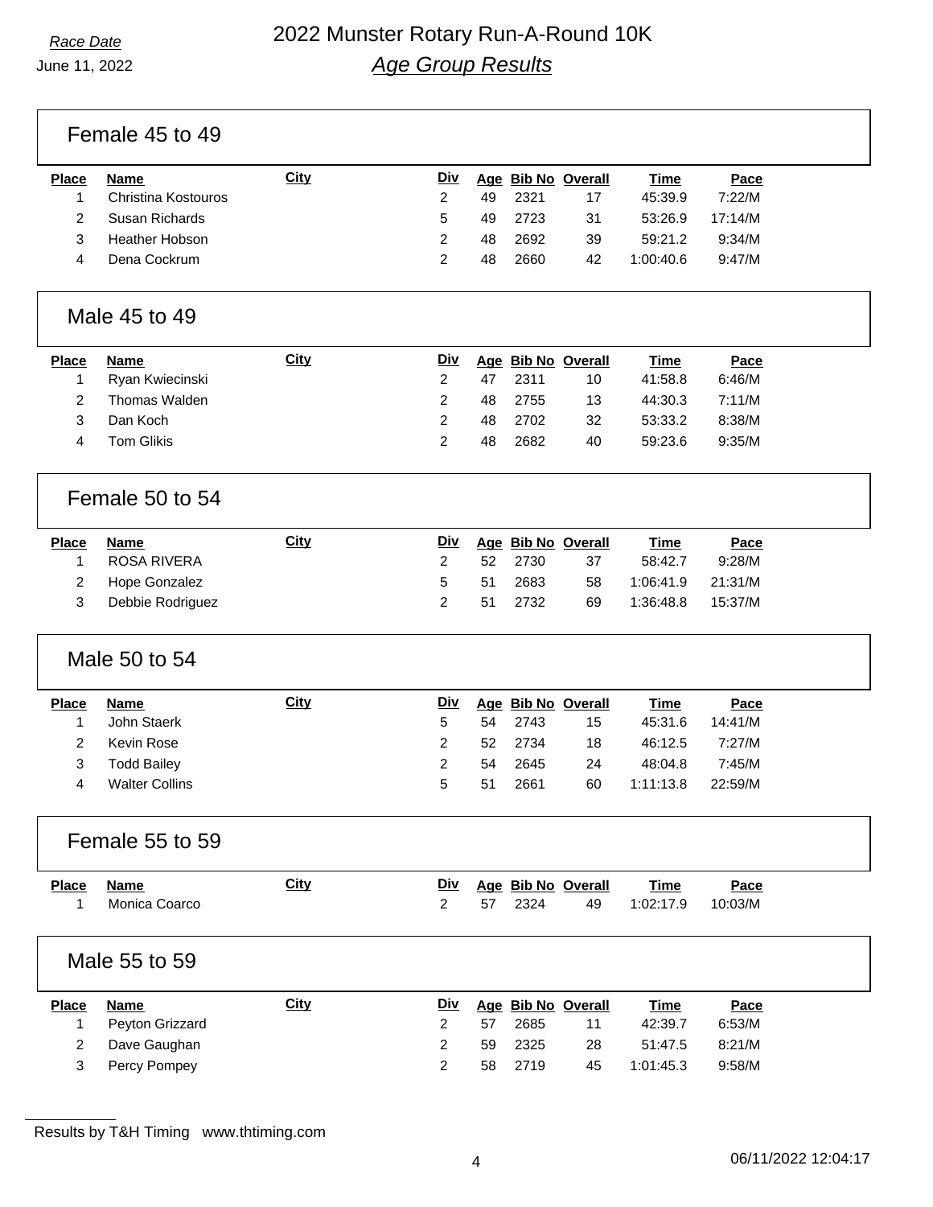# 2022 Munster Rotary Run-A-Round 10K

## *Age Group Results*

*Race Date*
June 11, 2022

### Female 45 to 49

| Place | Name | City | Div | Age | Bib No | Overall | Time | Pace |
|---|---|---|---|---|---|---|---|---|
| 1 | Christina Kostouros | | 2 | 49 | 2321 | 17 | 45:39.9 | 7:22/M |
| 2 | Susan Richards | | 5 | 49 | 2723 | 31 | 53:26.9 | 17:14/M |
| 3 | Heather Hobson | | 2 | 48 | 2692 | 39 | 59:21.2 | 9:34/M |
| 4 | Dena Cockrum | | 2 | 48 | 2660 | 42 | 1:00:40.6 | 9:47/M |

### Male 45 to 49

| Place | Name | City | Div | Age | Bib No | Overall | Time | Pace |
|---|---|---|---|---|---|---|---|---|
| 1 | Ryan Kwiecinski | | 2 | 47 | 2311 | 10 | 41:58.8 | 6:46/M |
| 2 | Thomas Walden | | 2 | 48 | 2755 | 13 | 44:30.3 | 7:11/M |
| 3 | Dan Koch | | 2 | 48 | 2702 | 32 | 53:33.2 | 8:38/M |
| 4 | Tom Glikis | | 2 | 48 | 2682 | 40 | 59:23.6 | 9:35/M |

### Female 50 to 54

| Place | Name | City | Div | Age | Bib No | Overall | Time | Pace |
|---|---|---|---|---|---|---|---|---|
| 1 | ROSA RIVERA | | 2 | 52 | 2730 | 37 | 58:42.7 | 9:28/M |
| 2 | Hope Gonzalez | | 5 | 51 | 2683 | 58 | 1:06:41.9 | 21:31/M |
| 3 | Debbie Rodriguez | | 2 | 51 | 2732 | 69 | 1:36:48.8 | 15:37/M |

### Male 50 to 54

| Place | Name | City | Div | Age | Bib No | Overall | Time | Pace |
|---|---|---|---|---|---|---|---|---|
| 1 | John Staerk | | 5 | 54 | 2743 | 15 | 45:31.6 | 14:41/M |
| 2 | Kevin Rose | | 2 | 52 | 2734 | 18 | 46:12.5 | 7:27/M |
| 3 | Todd Bailey | | 2 | 54 | 2645 | 24 | 48:04.8 | 7:45/M |
| 4 | Walter Collins | | 5 | 51 | 2661 | 60 | 1:11:13.8 | 22:59/M |

### Female 55 to 59

| Place | Name | City | Div | Age | Bib No | Overall | Time | Pace |
|---|---|---|---|---|---|---|---|---|
| 1 | Monica Coarco | | 2 | 57 | 2324 | 49 | 1:02:17.9 | 10:03/M |

### Male 55 to 59

| Place | Name | City | Div | Age | Bib No | Overall | Time | Pace |
|---|---|---|---|---|---|---|---|---|
| 1 | Peyton Grizzard | | 2 | 57 | 2685 | 11 | 42:39.7 | 6:53/M |
| 2 | Dave Gaughan | | 2 | 59 | 2325 | 28 | 51:47.5 | 8:21/M |
| 3 | Percy Pompey | | 2 | 58 | 2719 | 45 | 1:01:45.3 | 9:58/M |

Results by T&H Timing www.thtiming.com

06/11/2022 12:04:17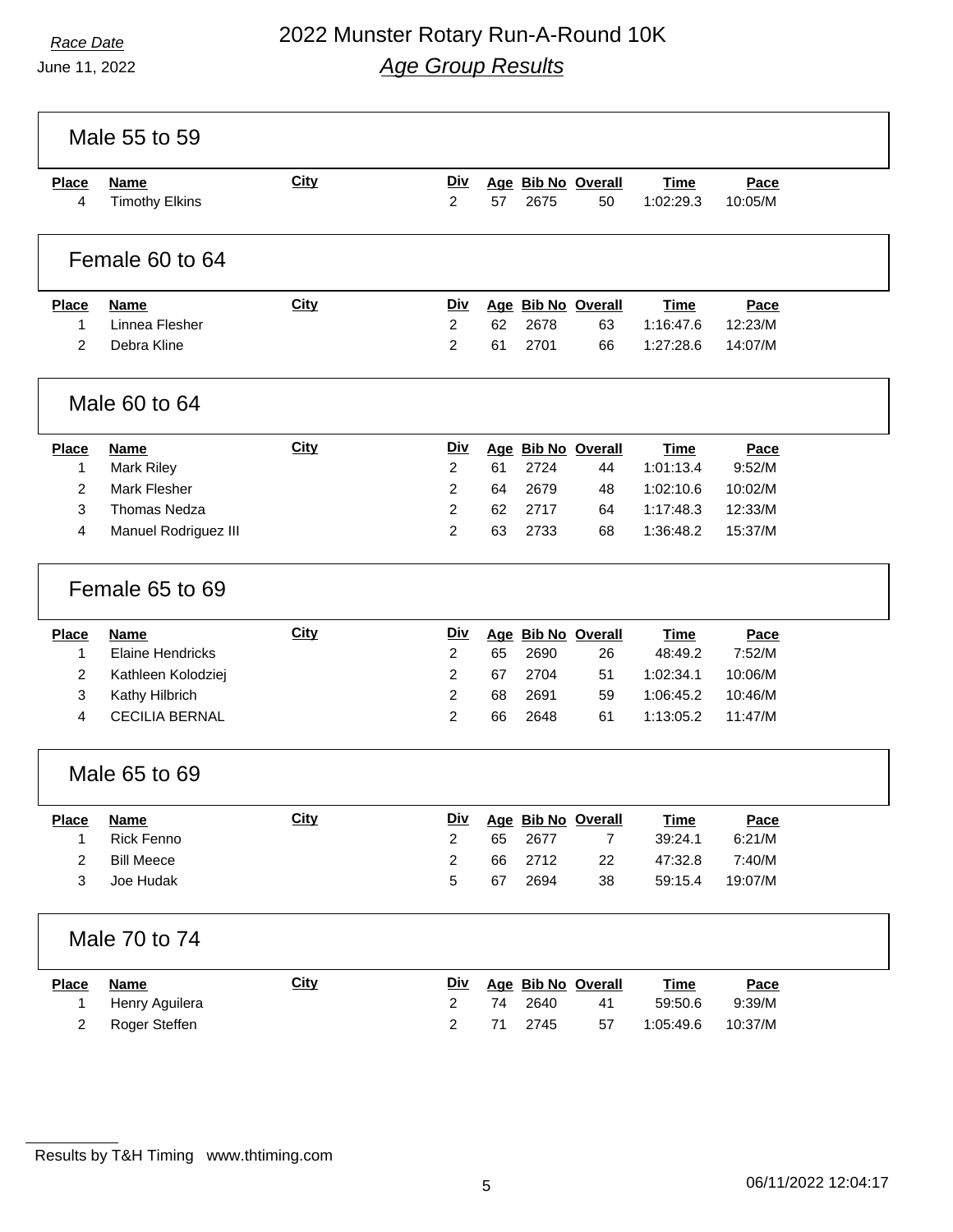# 2022 Munster Rotary Run-A-Round 10K

## *Age Group Results*

*Race Date*
June 11, 2022

### Male 55 to 59

| Place | Name | City | Div | Age | Bib No | Overall | Time | Pace |
|---|---|---|---|---|---|---|---|---|
| 4 | Timothy Elkins | | 2 | 57 | 2675 | 50 | 1:02:29.3 | 10:05/M |

### Female 60 to 64

| Place | Name | City | Div | Age | Bib No | Overall | Time | Pace |
|---|---|---|---|---|---|---|---|---|
| 1 | Linnea Flesher | | 2 | 62 | 2678 | 63 | 1:16:47.6 | 12:23/M |
| 2 | Debra Kline | | 2 | 61 | 2701 | 66 | 1:27:28.6 | 14:07/M |

### Male 60 to 64

| Place | Name | City | Div | Age | Bib No | Overall | Time | Pace |
|---|---|---|---|---|---|---|---|---|
| 1 | Mark Riley | | 2 | 61 | 2724 | 44 | 1:01:13.4 | 9:52/M |
| 2 | Mark Flesher | | 2 | 64 | 2679 | 48 | 1:02:10.6 | 10:02/M |
| 3 | Thomas Nedza | | 2 | 62 | 2717 | 64 | 1:17:48.3 | 12:33/M |
| 4 | Manuel Rodriguez III | | 2 | 63 | 2733 | 68 | 1:36:48.2 | 15:37/M |

### Female 65 to 69

| Place | Name | City | Div | Age | Bib No | Overall | Time | Pace |
|---|---|---|---|---|---|---|---|---|
| 1 | Elaine Hendricks | | 2 | 65 | 2690 | 26 | 48:49.2 | 7:52/M |
| 2 | Kathleen Kolodziej | | 2 | 67 | 2704 | 51 | 1:02:34.1 | 10:06/M |
| 3 | Kathy Hilbrich | | 2 | 68 | 2691 | 59 | 1:06:45.2 | 10:46/M |
| 4 | CECILIA BERNAL | | 2 | 66 | 2648 | 61 | 1:13:05.2 | 11:47/M |

### Male 65 to 69

| Place | Name | City | Div | Age | Bib No | Overall | Time | Pace |
|---|---|---|---|---|---|---|---|---|
| 1 | Rick Fenno | | 2 | 65 | 2677 | 7 | 39:24.1 | 6:21/M |
| 2 | Bill Meece | | 2 | 66 | 2712 | 22 | 47:32.8 | 7:40/M |
| 3 | Joe Hudak | | 5 | 67 | 2694 | 38 | 59:15.4 | 19:07/M |

### Male 70 to 74

| Place | Name | City | Div | Age | Bib No | Overall | Time | Pace |
|---|---|---|---|---|---|---|---|---|
| 1 | Henry Aguilera | | 2 | 74 | 2640 | 41 | 59:50.6 | 9:39/M |
| 2 | Roger Steffen | | 2 | 71 | 2745 | 57 | 1:05:49.6 | 10:37/M |

Results by T&H Timing www.thtiming.com

06/11/2022 12:04:17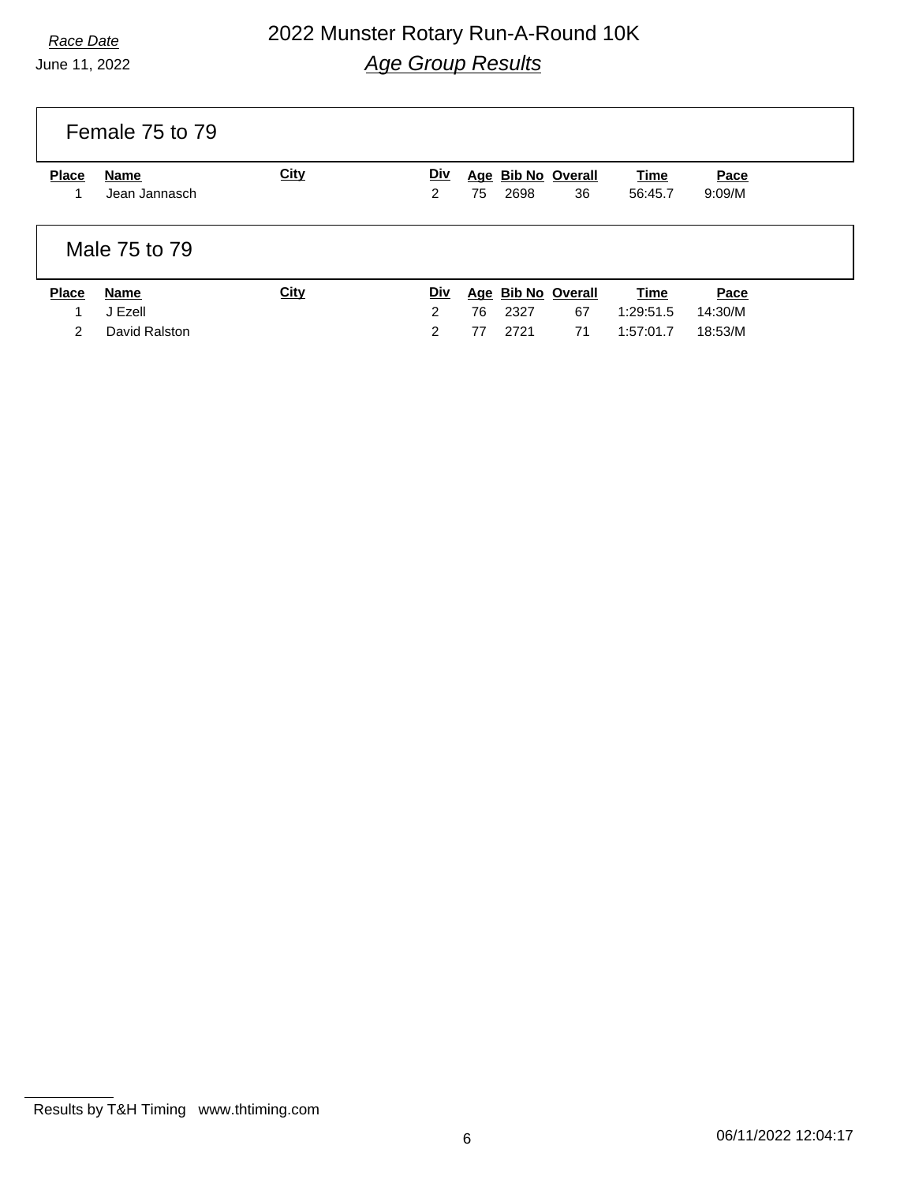# 2022 Munster Rotary Run-A-Round 10K

## *Age Group Results*

*Race Date*

June 11, 2022

### Female 75 to 79

| Place | Name | City | Div | Age | Bib No | Overall | Time | Pace |
|---|---|---|---|---|---|---|---|---|
| 1 | Jean Jannasch | | 2 | 75 | 2698 | 36 | 56:45.7 | 9:09/M |

### Male 75 to 79

| Place | Name | City | Div | Age | Bib No | Overall | Time | Pace |
|---|---|---|---|---|---|---|---|---|
| 1 | J Ezell | | 2 | 76 | 2327 | 67 | 1:29:51.5 | 14:30/M |
| 2 | David Ralston | | 2 | 77 | 2721 | 71 | 1:57:01.7 | 18:53/M |

Results by T&H Timing   www.thtiming.com

06/11/2022 12:04:17